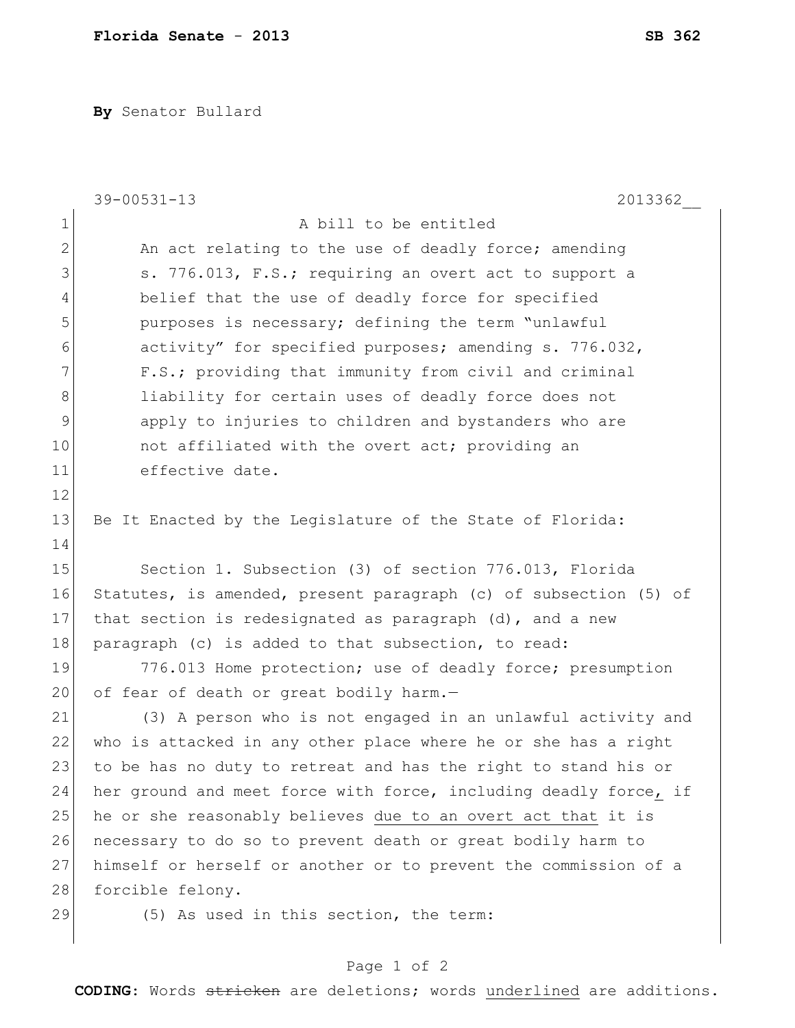**Florida Senate - 2013** **SB 362**

**By** Senator Bullard

39-00531-13 2013362__

A bill to be entitled

An act relating to the use of deadly force; amending s. 776.013, F.S.; requiring an overt act to support a belief that the use of deadly force for specified purposes is necessary; defining the term "unlawful activity" for specified purposes; amending s. 776.032, F.S.; providing that immunity from civil and criminal liability for certain uses of deadly force does not apply to injuries to children and bystanders who are not affiliated with the overt act; providing an effective date.

Be It Enacted by the Legislature of the State of Florida:

Section 1. Subsection (3) of section 776.013, Florida Statutes, is amended, present paragraph (c) of subsection (5) of that section is redesignated as paragraph (d), and a new paragraph (c) is added to that subsection, to read:

776.013 Home protection; use of deadly force; presumption of fear of death or great bodily harm.—

(3) A person who is not engaged in an unlawful activity and who is attacked in any other place where he or she has a right to be has no duty to retreat and has the right to stand his or her ground and meet force with force, including deadly force<u>,</u> if he or she reasonably believes <u>due to an overt act that</u> it is necessary to do so to prevent death or great bodily harm to himself or herself or another or to prevent the commission of a forcible felony.

(5) As used in this section, the term:

**CODING:** Words ~~stricken~~ are deletions; words <u>underlined</u> are additions.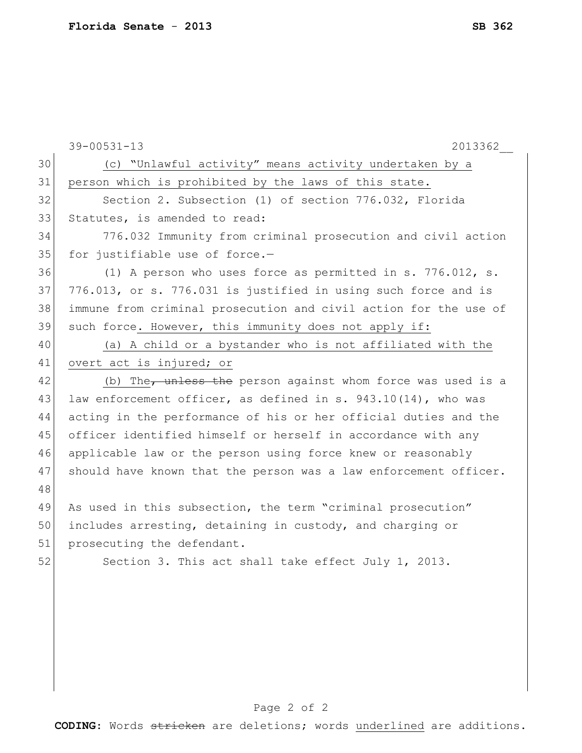(c) "Unlawful activity" means activity undertaken by a person which is prohibited by the laws of this state.

Section 2. Subsection (1) of section 776.032, Florida Statutes, is amended to read:

776.032 Immunity from criminal prosecution and civil action for justifiable use of force.—

(1) A person who uses force as permitted in s. 776.012, s. 776.013, or s. 776.031 is justified in using such force and is immune from criminal prosecution and civil action for the use of such force. However, this immunity does not apply if:

(a) A child or a bystander who is not affiliated with the overt act is injured; or

(b) The~~, unless the~~ person against whom force was used is a law enforcement officer, as defined in s. 943.10(14), who was acting in the performance of his or her official duties and the officer identified himself or herself in accordance with any applicable law or the person using force knew or reasonably should have known that the person was a law enforcement officer.

As used in this subsection, the term "criminal prosecution" includes arresting, detaining in custody, and charging or prosecuting the defendant.

Section 3. This act shall take effect July 1, 2013.

**CODING:** Words ~~stricken~~ are deletions; words underlined are additions.